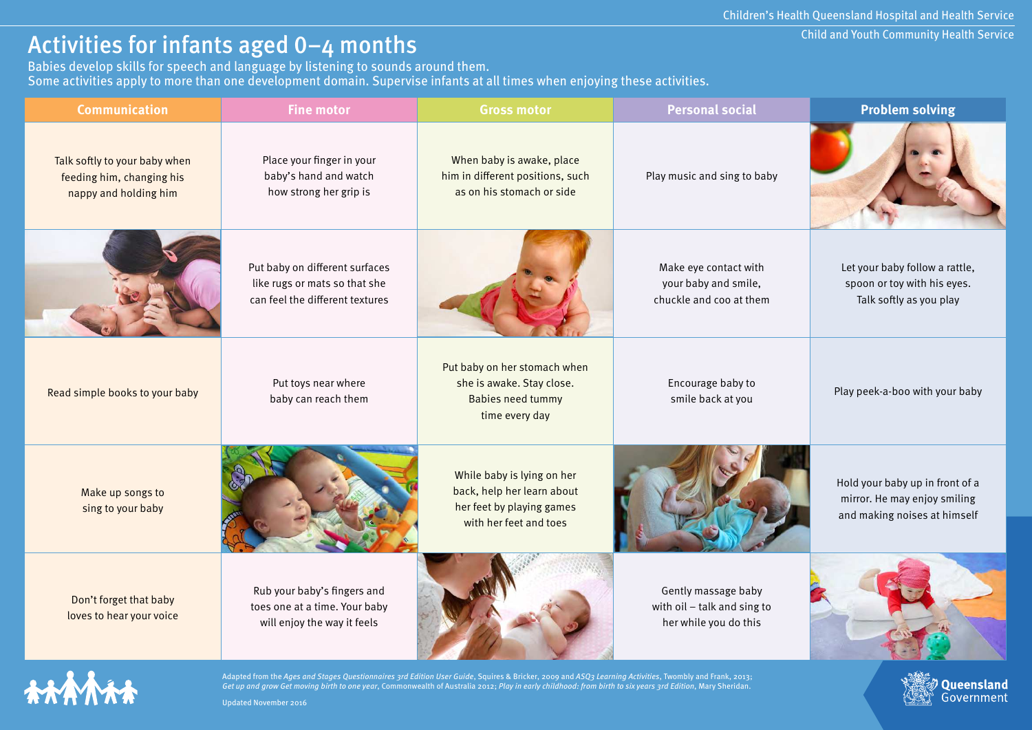Children's Health Queensland Hospital and Health Service

Child and Youth Community Health Service

# Activities for infants aged 0–4 months

Babies develop skills for speech and language by listening to sounds around them.
Some activities apply to more than one development domain. Supervise infants at all times when enjoying these activities.

| Communication | Fine motor | Gross motor | Personal social | Problem solving |
|---|---|---|---|---|
| Talk softly to your baby when feeding him, changing his nappy and holding him | Place your finger in your baby's hand and watch how strong her grip is | When baby is awake, place him in different positions, such as on his stomach or side | Play music and sing to baby | |
| | Put baby on different surfaces like rugs or mats so that she can feel the different textures | | Make eye contact with your baby and smile, chuckle and coo at them | Let your baby follow a rattle, spoon or toy with his eyes. Talk softly as you play |
| Read simple books to your baby | Put toys near where baby can reach them | Put baby on her stomach when she is awake. Stay close. Babies need tummy time every day | Encourage baby to smile back at you | Play peek-a-boo with your baby |
| Make up songs to sing to your baby | | While baby is lying on her back, help her learn about her feet by playing games with her feet and toes | | Hold your baby up in front of a mirror. He may enjoy smiling and making noises at himself |
| Don't forget that baby loves to hear your voice | Rub your baby's fingers and toes one at a time. Your baby will enjoy the way it feels | | Gently massage baby with oil – talk and sing to her while you do this | |

Adapted from the *Ages and Stages Questionnaires 3rd Edition User Guide*, Squires & Bricker, 2009 and *ASQ3 Learning Activities*, Twombly and Frank, 2013; *Get up and grow Get moving birth to one year*, Commonwealth of Australia 2012; *Play in early childhood: from birth to six years 3rd Edition*, Mary Sheridan.

Updated November 2016

Queensland Government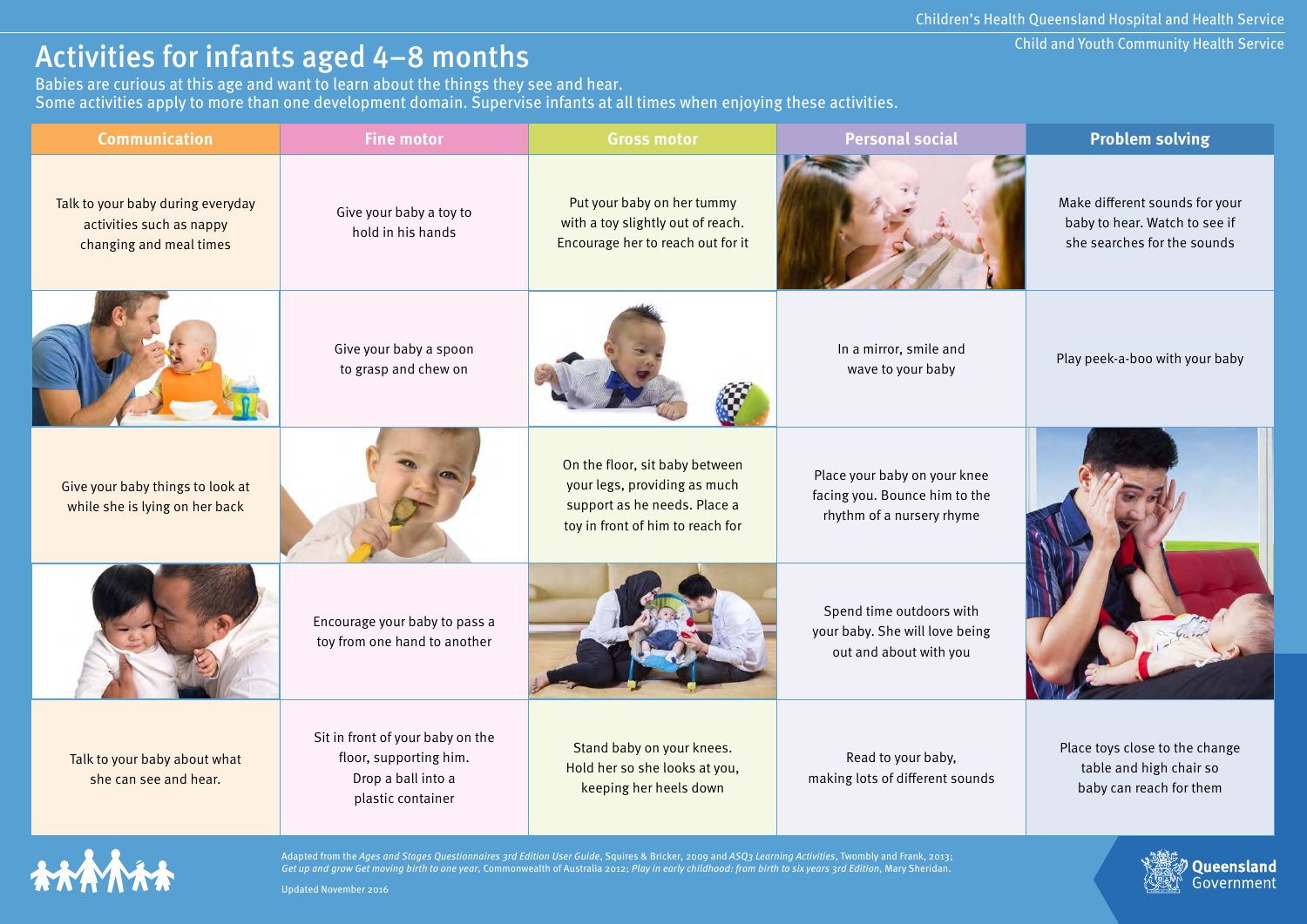# Activities for infants aged 4–8 months

Babies are curious at this age and want to learn about the things they see and hear.
Some activities apply to more than one development domain. Supervise infants at all times when enjoying these activities.

| Communication | Fine motor | Gross motor | Personal social | Problem solving |
|---|---|---|---|---|
| Talk to your baby during everyday activities such as nappy changing and meal times | Give your baby a toy to hold in his hands | Put your baby on her tummy with a toy slightly out of reach. Encourage her to reach out for it | | Make different sounds for your baby to hear. Watch to see if she searches for the sounds |
| | Give your baby a spoon to grasp and chew on | | In a mirror, smile and wave to your baby | Play peek-a-boo with your baby |
| Give your baby things to look at while she is lying on her back | | On the floor, sit baby between your legs, providing as much support as he needs. Place a toy in front of him to reach for | Place your baby on your knee facing you. Bounce him to the rhythm of a nursery rhyme | |
| | Encourage your baby to pass a toy from one hand to another | | Spend time outdoors with your baby. She will love being out and about with you | |
| Talk to your baby about what she can see and hear. | Sit in front of your baby on the floor, supporting him. Drop a ball into a plastic container | Stand baby on your knees. Hold her so she looks at you, keeping her heels down | Read to your baby, making lots of different sounds | Place toys close to the change table and high chair so baby can reach for them |

Adapted from the *Ages and Stages Questionnaires 3rd Edition User Guide*, Squires & Bricker, 2009 and *ASQ3 Learning Activities*, Twombly and Frank, 2013; *Get up and grow Get moving birth to one year*, Commonwealth of Australia 2012; *Play in early childhood: from birth to six years 3rd Edition*, Mary Sheridan.

Updated November 2016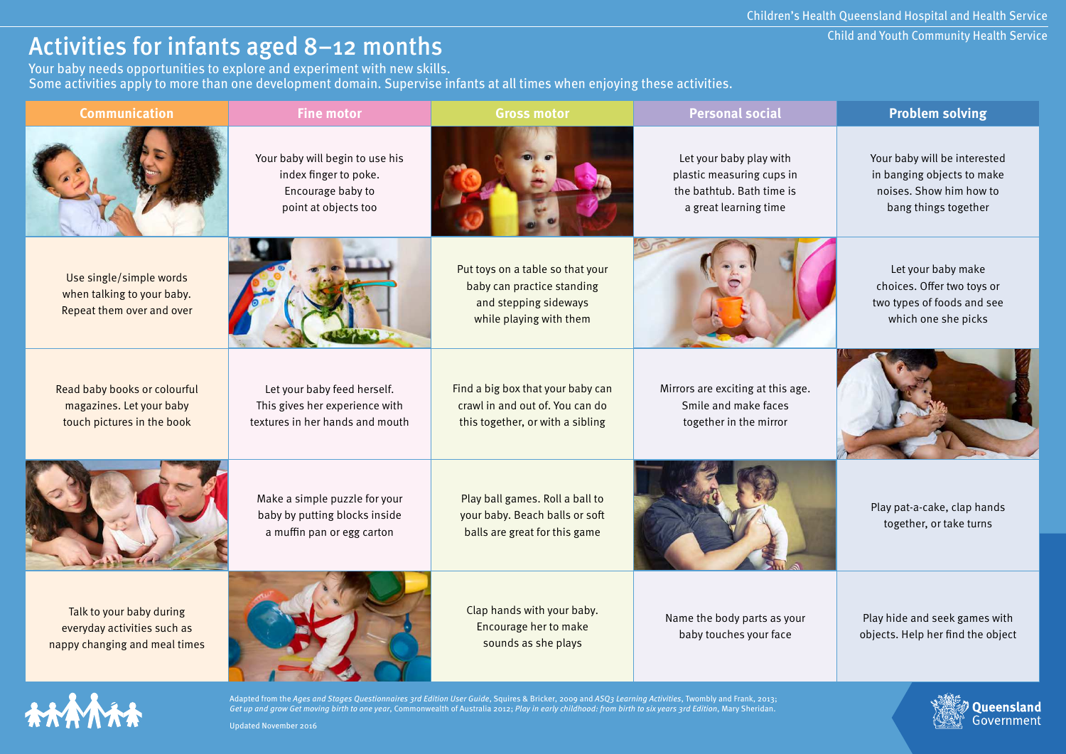# Activities for infants aged 8–12 months

Your baby needs opportunities to explore and experiment with new skills.
Some activities apply to more than one development domain. Supervise infants at all times when enjoying these activities.

| Communication | Fine motor | Gross motor | Personal social | Problem solving |
|---|---|---|---|---|
| | Your baby will begin to use his index finger to poke. Encourage baby to point at objects too | | Let your baby play with plastic measuring cups in the bathtub. Bath time is a great learning time | Your baby will be interested in banging objects to make noises. Show him how to bang things together |
| Use single/simple words when talking to your baby. Repeat them over and over | | Put toys on a table so that your baby can practice standing and stepping sideways while playing with them | | Let your baby make choices. Offer two toys or two types of foods and see which one she picks |
| Read baby books or colourful magazines. Let your baby touch pictures in the book | Let your baby feed herself. This gives her experience with textures in her hands and mouth | Find a big box that your baby can crawl in and out of. You can do this together, or with a sibling | Mirrors are exciting at this age. Smile and make faces together in the mirror | |
| | Make a simple puzzle for your baby by putting blocks inside a muffin pan or egg carton | Play ball games. Roll a ball to your baby. Beach balls or soft balls are great for this game | | Play pat-a-cake, clap hands together, or take turns |
| Talk to your baby during everyday activities such as nappy changing and meal times | | Clap hands with your baby. Encourage her to make sounds as she plays | Name the body parts as your baby touches your face | Play hide and seek games with objects. Help her find the object |

Adapted from the *Ages and Stages Questionnaires 3rd Edition User Guide*, Squires & Bricker, 2009 and *ASQ3 Learning Activities*, Twombly and Frank, 2013; *Get up and grow Get moving birth to one year*, Commonwealth of Australia 2012; *Play in early childhood: from birth to six years 3rd Edition*, Mary Sheridan.

Updated November 2016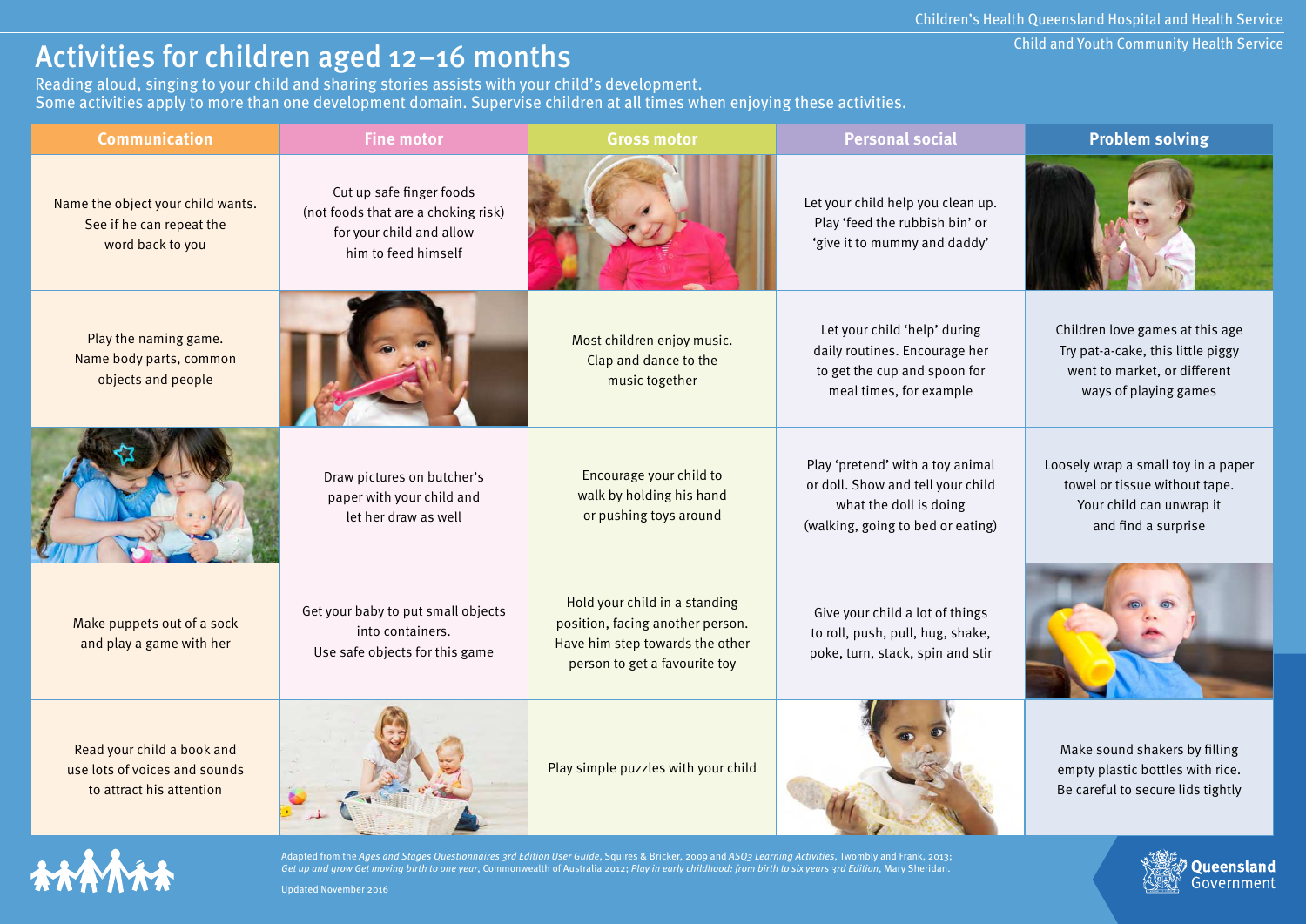# Activities for children aged 12–16 months

Reading aloud, singing to your child and sharing stories assists with your child's development.
Some activities apply to more than one development domain. Supervise children at all times when enjoying these activities.

| Communication | Fine motor | Gross motor | Personal social | Problem solving |
|---|---|---|---|---|
| Name the object your child wants. See if he can repeat the word back to you | Cut up safe finger foods (not foods that are a choking risk) for your child and allow him to feed himself | | Let your child help you clean up. Play 'feed the rubbish bin' or 'give it to mummy and daddy' | |
| Play the naming game. Name body parts, common objects and people | | Most children enjoy music. Clap and dance to the music together | Let your child 'help' during daily routines. Encourage her to get the cup and spoon for meal times, for example | Children love games at this age Try pat-a-cake, this little piggy went to market, or different ways of playing games |
| | Draw pictures on butcher's paper with your child and let her draw as well | Encourage your child to walk by holding his hand or pushing toys around | Play 'pretend' with a toy animal or doll. Show and tell your child what the doll is doing (walking, going to bed or eating) | Loosely wrap a small toy in a paper towel or tissue without tape. Your child can unwrap it and find a surprise |
| Make puppets out of a sock and play a game with her | Get your baby to put small objects into containers. Use safe objects for this game | Hold your child in a standing position, facing another person. Have him step towards the other person to get a favourite toy | Give your child a lot of things to roll, push, pull, hug, shake, poke, turn, stack, spin and stir | |
| Read your child a book and use lots of voices and sounds to attract his attention | | Play simple puzzles with your child | | Make sound shakers by filling empty plastic bottles with rice. Be careful to secure lids tightly |

Adapted from the *Ages and Stages Questionnaires 3rd Edition User Guide*, Squires & Bricker, 2009 and *ASQ3 Learning Activities*, Twombly and Frank, 2013; *Get up and grow Get moving birth to one year*, Commonwealth of Australia 2012; *Play in early childhood: from birth to six years 3rd Edition*, Mary Sheridan.

Updated November 2016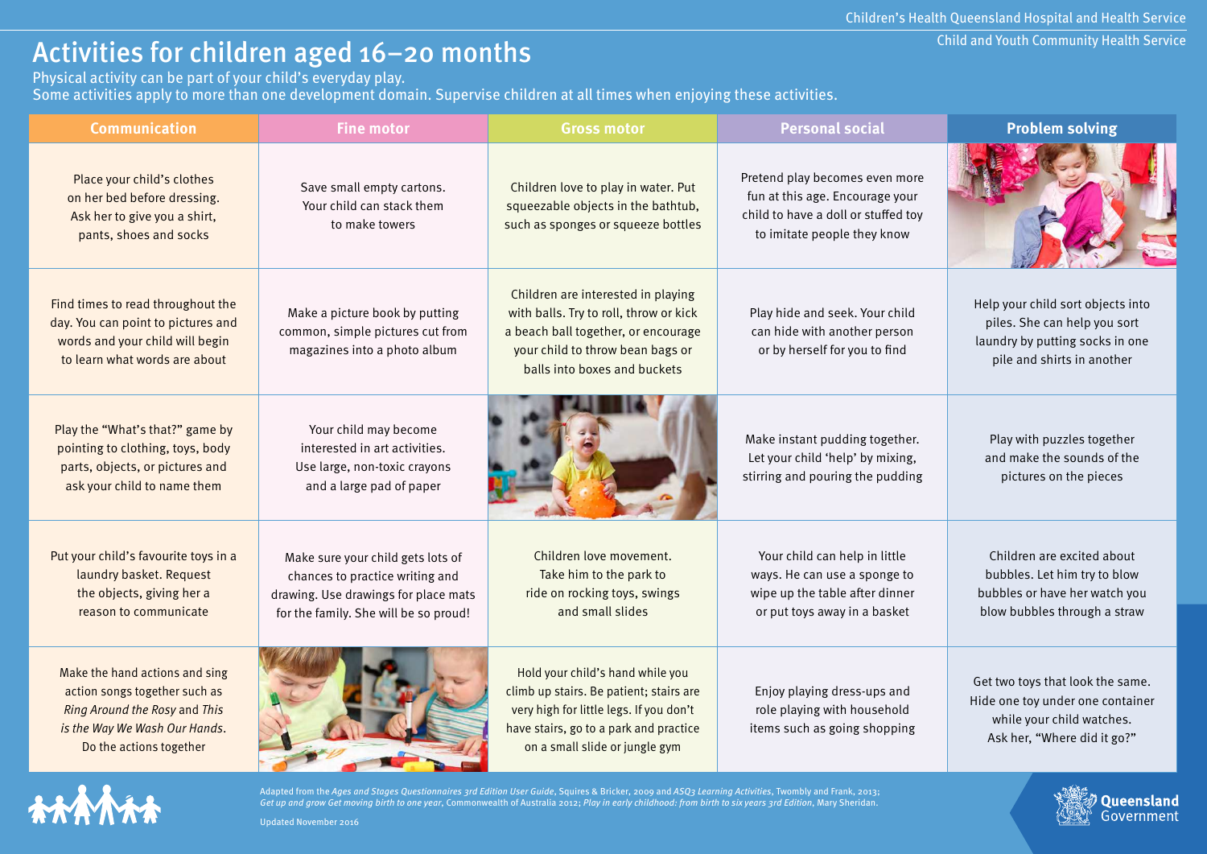Children's Health Queensland Hospital and Health Service
Child and Youth Community Health Service

# Activities for children aged 16–20 months

Physical activity can be part of your child's everyday play.
Some activities apply to more than one development domain. Supervise children at all times when enjoying these activities.

| Communication | Fine motor | Gross motor | Personal social | Problem solving |
|---|---|---|---|---|
| Place your child's clothes on her bed before dressing. Ask her to give you a shirt, pants, shoes and socks | Save small empty cartons. Your child can stack them to make towers | Children love to play in water. Put squeezable objects in the bathtub, such as sponges or squeeze bottles | Pretend play becomes even more fun at this age. Encourage your child to have a doll or stuffed toy to imitate people they know | |
| Find times to read throughout the day. You can point to pictures and words and your child will begin to learn what words are about | Make a picture book by putting common, simple pictures cut from magazines into a photo album | Children are interested in playing with balls. Try to roll, throw or kick a beach ball together, or encourage your child to throw bean bags or balls into boxes and buckets | Play hide and seek. Your child can hide with another person or by herself for you to find | Help your child sort objects into piles. She can help you sort laundry by putting socks in one pile and shirts in another |
| Play the "What's that?" game by pointing to clothing, toys, body parts, objects, or pictures and ask your child to name them | Your child may become interested in art activities. Use large, non-toxic crayons and a large pad of paper | | Make instant pudding together. Let your child 'help' by mixing, stirring and pouring the pudding | Play with puzzles together and make the sounds of the pictures on the pieces |
| Put your child's favourite toys in a laundry basket. Request the objects, giving her a reason to communicate | Make sure your child gets lots of chances to practice writing and drawing. Use drawings for place mats for the family. She will be so proud! | Children love movement. Take him to the park to ride on rocking toys, swings and small slides | Your child can help in little ways. He can use a sponge to wipe up the table after dinner or put toys away in a basket | Children are excited about bubbles. Let him try to blow bubbles or have her watch you blow bubbles through a straw |
| Make the hand actions and sing action songs together such as *Ring Around the Rosy* and *This is the Way We Wash Our Hands*. Do the actions together | | Hold your child's hand while you climb up stairs. Be patient; stairs are very high for little legs. If you don't have stairs, go to a park and practice on a small slide or jungle gym | Enjoy playing dress-ups and role playing with household items such as going shopping | Get two toys that look the same. Hide one toy under one container while your child watches. Ask her, "Where did it go?" |

Adapted from the *Ages and Stages Questionnaires 3rd Edition User Guide*, Squires & Bricker, 2009 and *ASQ3 Learning Activities*, Twombly and Frank, 2013; *Get up and grow Get moving birth to one year*, Commonwealth of Australia 2012; *Play in early childhood: from birth to six years 3rd Edition*, Mary Sheridan.

Updated November 2016

Queensland Government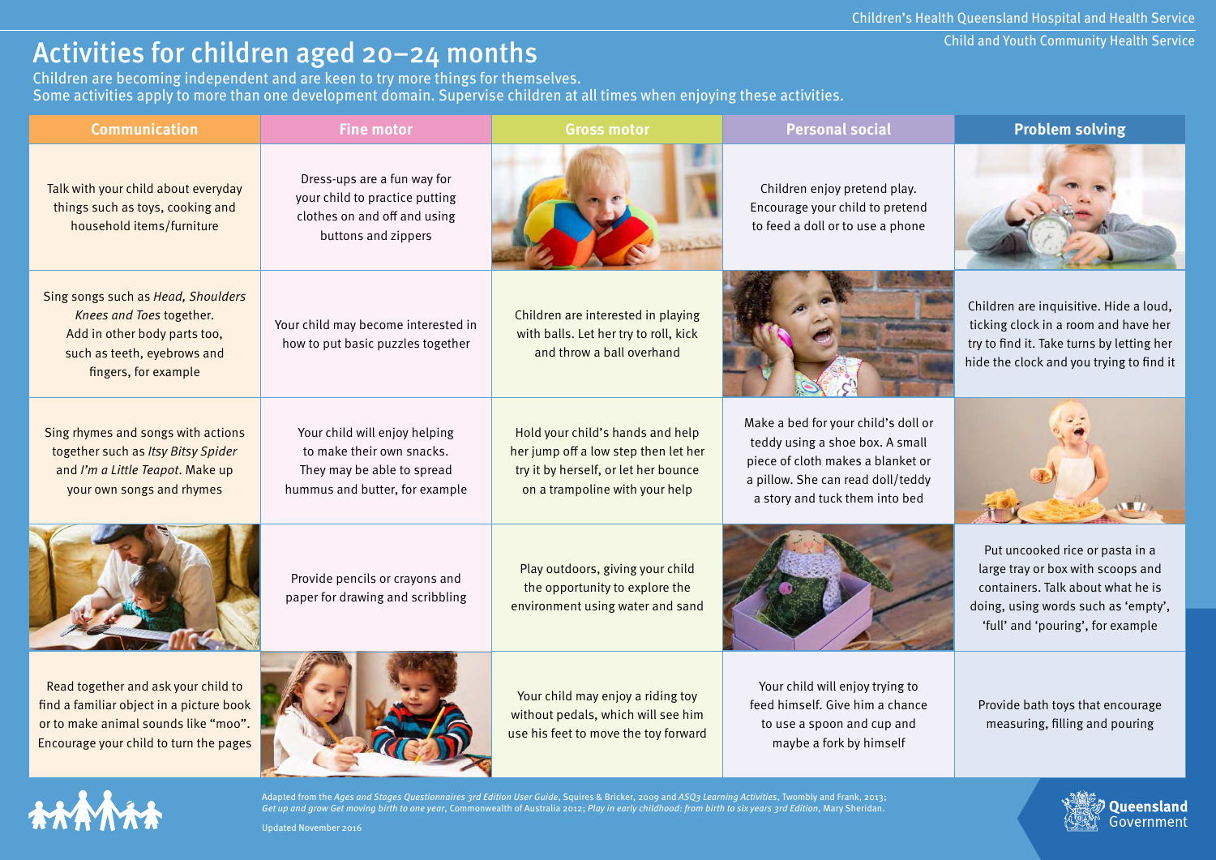# Activities for children aged 20–24 months

Children are becoming independent and are keen to try more things for themselves.
Some activities apply to more than one development domain. Supervise children at all times when enjoying these activities.

| Communication | Fine motor | Gross motor | Personal social | Problem solving |
|---|---|---|---|---|
| Talk with your child about everyday things such as toys, cooking and household items/furniture | Dress-ups are a fun way for your child to practice putting clothes on and off and using buttons and zippers | | Children enjoy pretend play. Encourage your child to pretend to feed a doll or to use a phone | |
| Sing songs such as *Head, Shoulders Knees and Toes* together. Add in other body parts too, such as teeth, eyebrows and fingers, for example | Your child may become interested in how to put basic puzzles together | Children are interested in playing with balls. Let her try to roll, kick and throw a ball overhand | | Children are inquisitive. Hide a loud, ticking clock in a room and have her try to find it. Take turns by letting her hide the clock and you trying to find it |
| Sing rhymes and songs with actions together such as *Itsy Bitsy Spider* and *I'm a Little Teapot*. Make up your own songs and rhymes | Your child will enjoy helping to make their own snacks. They may be able to spread hummus and butter, for example | Hold your child's hands and help her jump off a low step then let her try it by herself, or let her bounce on a trampoline with your help | Make a bed for your child's doll or teddy using a shoe box. A small piece of cloth makes a blanket or a pillow. She can read doll/teddy a story and tuck them into bed | |
| | Provide pencils or crayons and paper for drawing and scribbling | Play outdoors, giving your child the opportunity to explore the environment using water and sand | | Put uncooked rice or pasta in a large tray or box with scoops and containers. Talk about what he is doing, using words such as 'empty', 'full' and 'pouring', for example |
| Read together and ask your child to find a familiar object in a picture book or to make animal sounds like "moo". Encourage your child to turn the pages | | Your child may enjoy a riding toy without pedals, which will see him use his feet to move the toy forward | Your child will enjoy trying to feed himself. Give him a chance to use a spoon and cup and maybe a fork by himself | Provide bath toys that encourage measuring, filling and pouring |

Adapted from the *Ages and Stages Questionnaires 3rd Edition User Guide*, Squires & Bricker, 2009 and *ASQ3 Learning Activities*, Twombly and Frank, 2013; *Get up and grow Get moving birth to one year*, Commonwealth of Australia 2012; *Play in early childhood: from birth to six years 3rd Edition*, Mary Sheridan.

Updated November 2016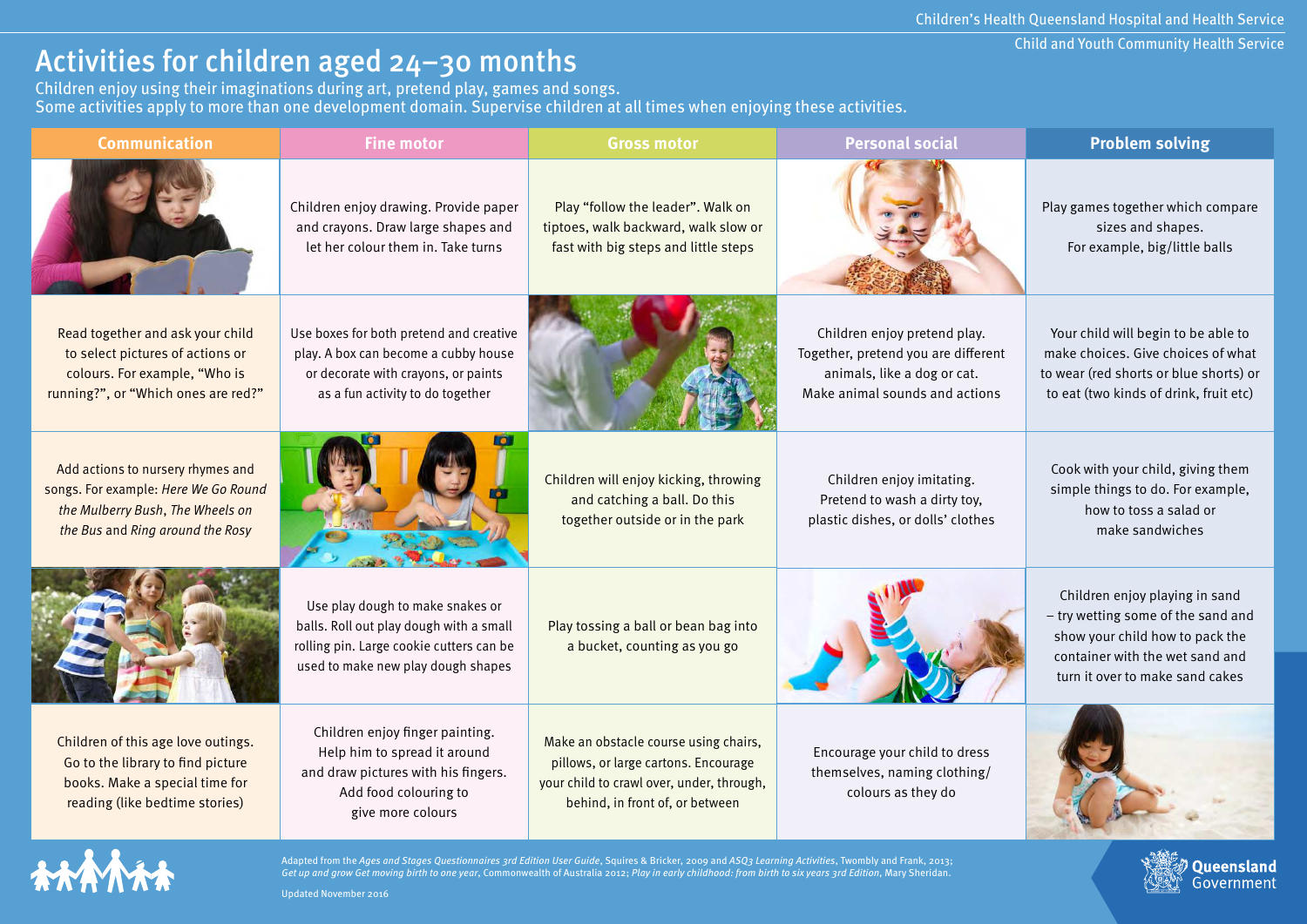Children's Health Queensland Hospital and Health Service
Child and Youth Community Health Service

# Activities for children aged 24–30 months

Children enjoy using their imaginations during art, pretend play, games and songs.
Some activities apply to more than one development domain. Supervise children at all times when enjoying these activities.

| Communication | Fine motor | Gross motor | Personal social | Problem solving |
| --- | --- | --- | --- | --- |
| | Children enjoy drawing. Provide paper and crayons. Draw large shapes and let her colour them in. Take turns | Play "follow the leader". Walk on tiptoes, walk backward, walk slow or fast with big steps and little steps | | Play games together which compare sizes and shapes. For example, big/little balls |
| Read together and ask your child to select pictures of actions or colours. For example, "Who is running?", or "Which ones are red?" | Use boxes for both pretend and creative play. A box can become a cubby house or decorate with crayons, or paints as a fun activity to do together | | Children enjoy pretend play. Together, pretend you are different animals, like a dog or cat. Make animal sounds and actions | Your child will begin to be able to make choices. Give choices of what to wear (red shorts or blue shorts) or to eat (two kinds of drink, fruit etc) |
| Add actions to nursery rhymes and songs. For example: *Here We Go Round the Mulberry Bush*, *The Wheels on the Bus* and *Ring around the Rosy* | | Children will enjoy kicking, throwing and catching a ball. Do this together outside or in the park | Children enjoy imitating. Pretend to wash a dirty toy, plastic dishes, or dolls' clothes | Cook with your child, giving them simple things to do. For example, how to toss a salad or make sandwiches |
| | Use play dough to make snakes or balls. Roll out play dough with a small rolling pin. Large cookie cutters can be used to make new play dough shapes | Play tossing a ball or bean bag into a bucket, counting as you go | | Children enjoy playing in sand – try wetting some of the sand and show your child how to pack the container with the wet sand and turn it over to make sand cakes |
| Children of this age love outings. Go to the library to find picture books. Make a special time for reading (like bedtime stories) | Children enjoy finger painting. Help him to spread it around and draw pictures with his fingers. Add food colouring to give more colours | Make an obstacle course using chairs, pillows, or large cartons. Encourage your child to crawl over, under, through, behind, in front of, or between | Encourage your child to dress themselves, naming clothing/ colours as they do | |

Adapted from the *Ages and Stages Questionnaires 3rd Edition User Guide*, Squires & Bricker, 2009 and *ASQ3 Learning Activities*, Twombly and Frank, 2013; *Get up and grow Get moving birth to one year*, Commonwealth of Australia 2012; *Play in early childhood: from birth to six years 3rd Edition*, Mary Sheridan.

Updated November 2016

Queensland Government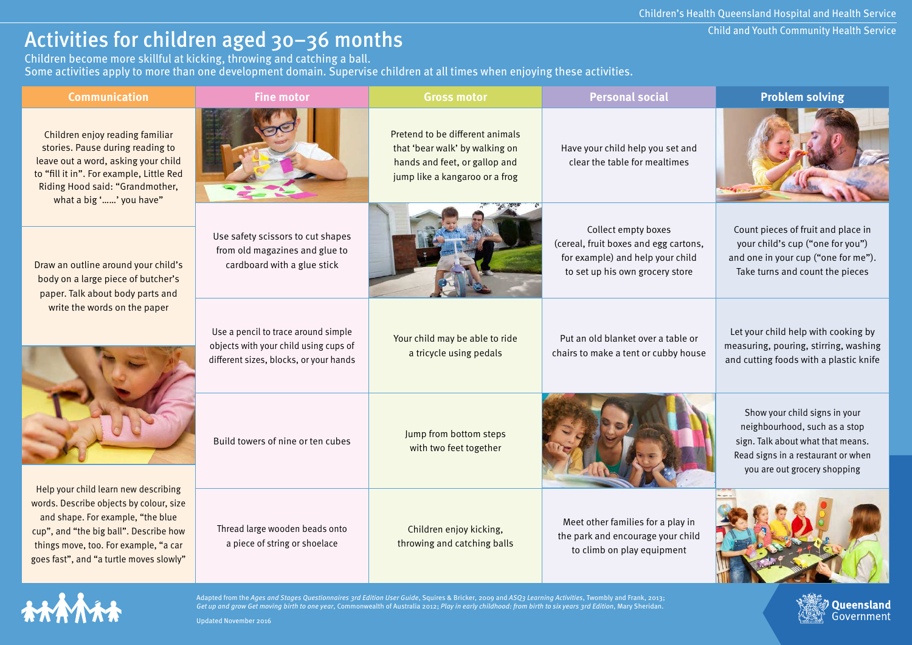# Activities for children aged 30–36 months

Children become more skillful at kicking, throwing and catching a ball.
Some activities apply to more than one development domain. Supervise children at all times when enjoying these activities.

| Communication | Fine motor | Gross motor | Personal social | Problem solving |
| --- | --- | --- | --- | --- |
| Children enjoy reading familiar stories. Pause during reading to leave out a word, asking your child to "fill it in". For example, Little Red Riding Hood said: "Grandmother, what a big '……' you have" | | Pretend to be different animals that 'bear walk' by walking on hands and feet, or gallop and jump like a kangaroo or a frog | Have your child help you set and clear the table for mealtimes | |
| Draw an outline around your child's body on a large piece of butcher's paper. Talk about body parts and write the words on the paper | Use safety scissors to cut shapes from old magazines and glue to cardboard with a glue stick | | Collect empty boxes (cereal, fruit boxes and egg cartons, for example) and help your child to set up his own grocery store | Count pieces of fruit and place in your child's cup ("one for you") and one in your cup ("one for me"). Take turns and count the pieces |
| | Use a pencil to trace around simple objects with your child using cups of different sizes, blocks, or your hands | Your child may be able to ride a tricycle using pedals | Put an old blanket over a table or chairs to make a tent or cubby house | Let your child help with cooking by measuring, pouring, stirring, washing and cutting foods with a plastic knife |
| | Build towers of nine or ten cubes | Jump from bottom steps with two feet together | | Show your child signs in your neighbourhood, such as a stop sign. Talk about what that means. Read signs in a restaurant or when you are out grocery shopping |
| Help your child learn new describing words. Describe objects by colour, size and shape. For example, "the blue cup", and "the big ball". Describe how things move, too. For example, "a car goes fast", and "a turtle moves slowly" | Thread large wooden beads onto a piece of string or shoelace | Children enjoy kicking, throwing and catching balls | Meet other families for a play in the park and encourage your child to climb on play equipment | |

Adapted from the *Ages and Stages Questionnaires 3rd Edition User Guide*, Squires & Bricker, 2009 and *ASQ3 Learning Activities*, Twombly and Frank, 2013; *Get up and grow Get moving birth to one year*, Commonwealth of Australia 2012; *Play in early childhood: from birth to six years 3rd Edition*, Mary Sheridan.

Updated November 2016